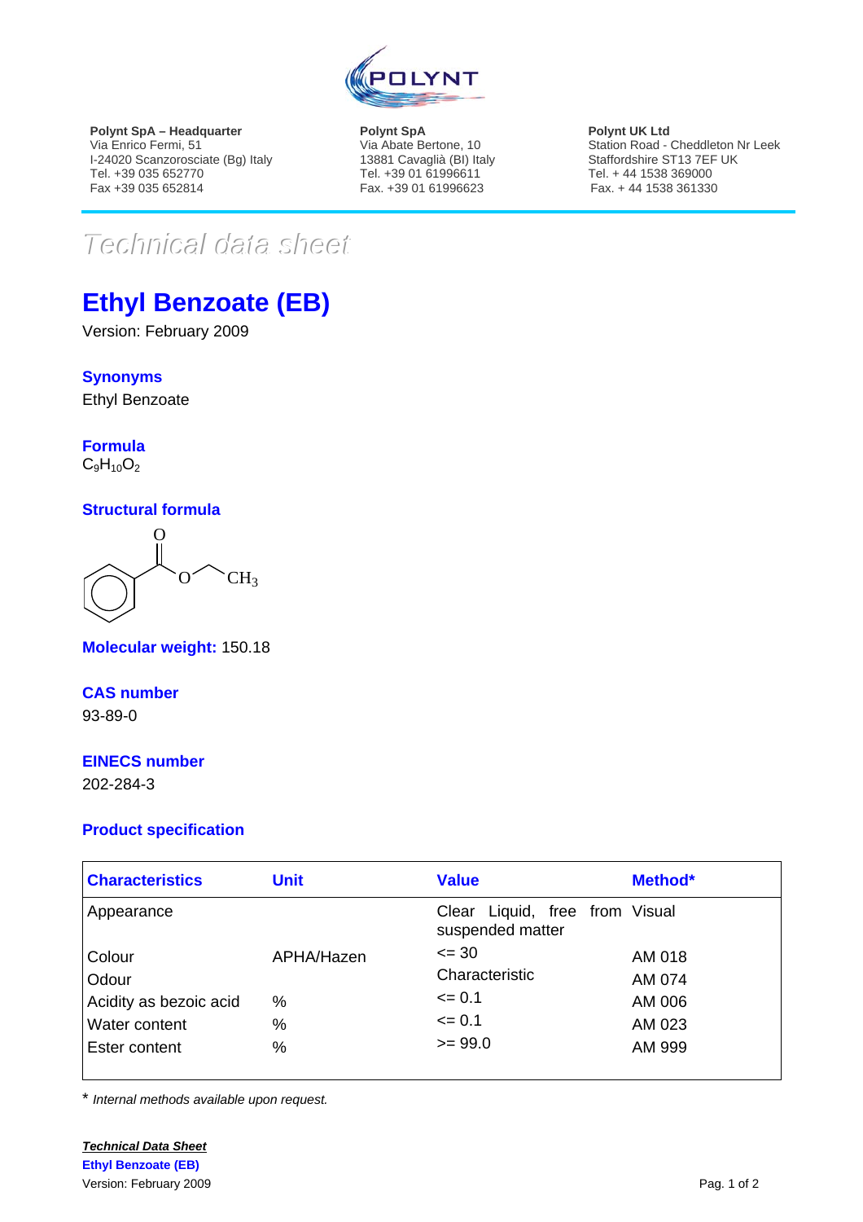POLYNT

**Polynt SpA – Headquarter**
Via Enrico Fermi, 51
I-24020 Scanzorosciate (Bg) Italy
Tel. +39 035 652770
Fax +39 035 652814

**Polynt SpA**
Via Abate Bertone, 10
13881 Cavaglià (BI) Italy
Tel. +39 01 61996611
Fax. +39 01 61996623

**Polynt UK Ltd**
Station Road - Cheddleton Nr Leek
Staffordshire ST13 7EF UK
Tel. + 44 1538 369000
Fax. + 44 1538 361330

*Technical data sheet*

# Ethyl Benzoate (EB)

Version: February 2009

## Synonyms

Ethyl Benzoate

## Formula

$C_9H_{10}O_2$

## Structural formula

O, O, $CH_3$

## Molecular weight: 150.18

## CAS number

93-89-0

## EINECS number

202-284-3

## Product specification

| Characteristics | Unit | Value | Method* |
|---|---|---|---|
| Appearance | | Clear Liquid, free from suspended matter | Visual |
| Colour | APHA/Hazen | <= 30 | AM 018 |
| Odour | | Characteristic | AM 074 |
| Acidity as bezoic acid | % | <= 0.1 | AM 006 |
| Water content | % | <= 0.1 | AM 023 |
| Ester content | % | >= 99.0 | AM 999 |

\* *Internal methods available upon request.*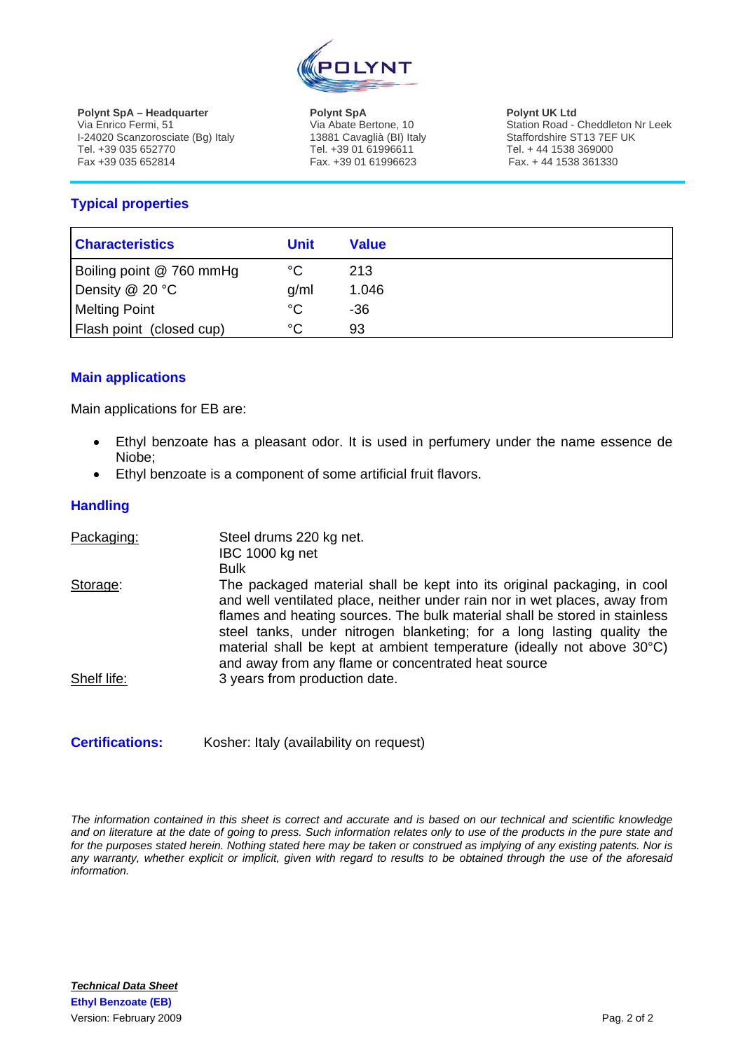**Polynt SpA – Headquarter**
Via Enrico Fermi, 51
I-24020 Scanzorosciate (Bg) Italy
Tel. +39 035 652770
Fax +39 035 652814

**Polynt SpA**
Via Abate Bertone, 10
13881 Cavaglià (BI) Italy
Tel. +39 01 61996611
Fax. +39 01 61996623

**Polynt UK Ltd**
Station Road - Cheddleton Nr Leek
Staffordshire ST13 7EF UK
Tel. + 44 1538 369000
Fax. + 44 1538 361330

## Typical properties

| Characteristics | Unit | Value |
|---|---|---|
| Boiling point @ 760 mmHg | °C | 213 |
| Density @ 20 °C | g/ml | 1.046 |
| Melting Point | °C | -36 |
| Flash point (closed cup) | °C | 93 |

## Main applications

Main applications for EB are:

- Ethyl benzoate has a pleasant odor. It is used in perfumery under the name essence de Niobe;
- Ethyl benzoate is a component of some artificial fruit flavors.

## Handling

Packaging: Steel drums 220 kg net.
IBC 1000 kg net
Bulk

Storage: The packaged material shall be kept into its original packaging, in cool and well ventilated place, neither under rain nor in wet places, away from flames and heating sources. The bulk material shall be stored in stainless steel tanks, under nitrogen blanketing; for a long lasting quality the material shall be kept at ambient temperature (ideally not above 30°C) and away from any flame or concentrated heat source

Shelf life: 3 years from production date.

**Certifications:** Kosher: Italy (availability on request)

*The information contained in this sheet is correct and accurate and is based on our technical and scientific knowledge and on literature at the date of going to press. Such information relates only to use of the products in the pure state and for the purposes stated herein. Nothing stated here may be taken or construed as implying of any existing patents. Nor is any warranty, whether explicit or implicit, given with regard to results to be obtained through the use of the aforesaid information.*